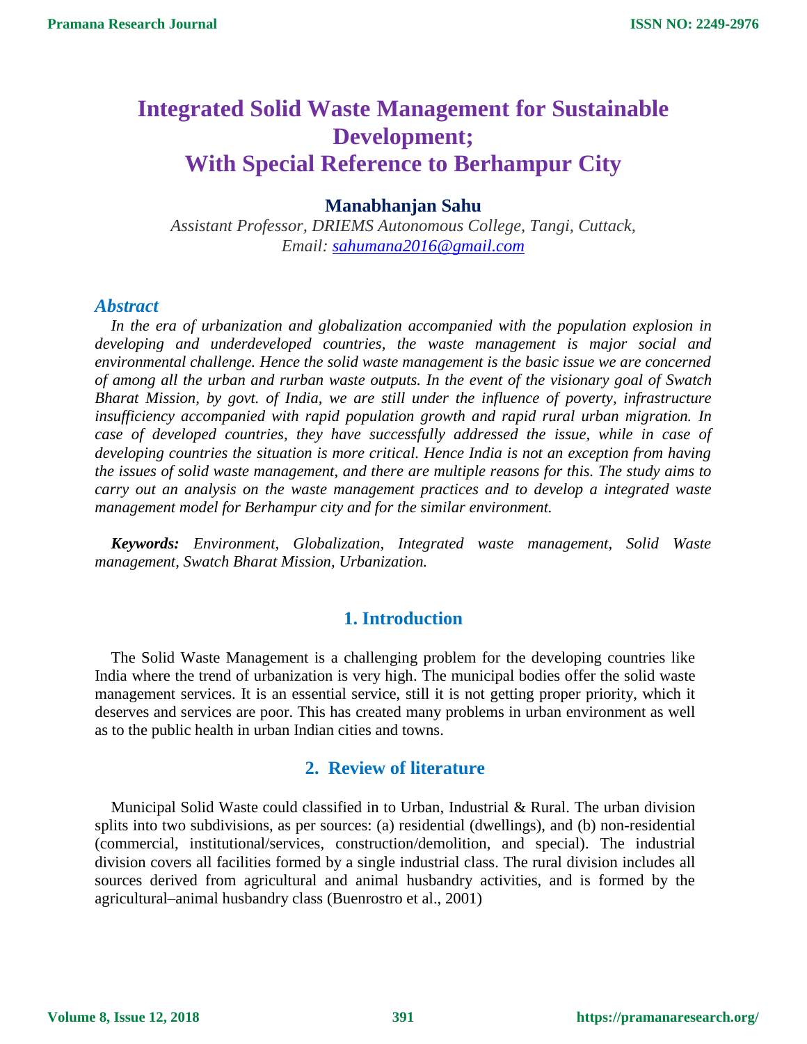# Integrated Solid Waste Management for Sustainable Development; With Special Reference to Berhampur City

**Manabhanjan Sahu**

*Assistant Professor, DRIEMS Autonomous College, Tangi, Cuttack,*
*Email: sahumana2016@gmail.com*

## *Abstract*

*In the era of urbanization and globalization accompanied with the population explosion in developing and underdeveloped countries, the waste management is major social and environmental challenge. Hence the solid waste management is the basic issue we are concerned of among all the urban and rurban waste outputs. In the event of the visionary goal of Swatch Bharat Mission, by govt. of India, we are still under the influence of poverty, infrastructure insufficiency accompanied with rapid population growth and rapid rural urban migration. In case of developed countries, they have successfully addressed the issue, while in case of developing countries the situation is more critical. Hence India is not an exception from having the issues of solid waste management, and there are multiple reasons for this. The study aims to carry out an analysis on the waste management practices and to develop a integrated waste management model for Berhampur city and for the similar environment.*

***Keywords:*** *Environment, Globalization, Integrated waste management, Solid Waste management, Swatch Bharat Mission, Urbanization.*

## 1. Introduction

The Solid Waste Management is a challenging problem for the developing countries like India where the trend of urbanization is very high. The municipal bodies offer the solid waste management services. It is an essential service, still it is not getting proper priority, which it deserves and services are poor. This has created many problems in urban environment as well as to the public health in urban Indian cities and towns.

## 2. Review of literature

Municipal Solid Waste could classified in to Urban, Industrial & Rural. The urban division splits into two subdivisions, as per sources: (a) residential (dwellings), and (b) non-residential (commercial, institutional/services, construction/demolition, and special). The industrial division covers all facilities formed by a single industrial class. The rural division includes all sources derived from agricultural and animal husbandry activities, and is formed by the agricultural–animal husbandry class (Buenrostro et al., 2001)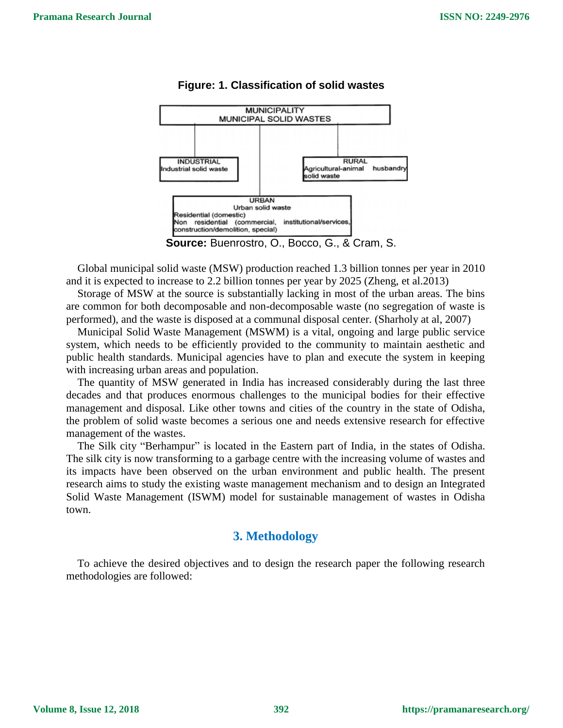**Figure: 1. Classification of solid wastes**

MUNICIPALITY
MUNICIPAL SOLID WASTES

INDUSTRIAL
Industrial solid waste

RURAL
Agricultural-animal husbandry solid waste

URBAN
Urban solid waste
Residential (domestic)
Non residential (commercial, institutional/services, construction/demolition, special)

**Source:** Buenrostro, O., Bocco, G., & Cram, S.

Global municipal solid waste (MSW) production reached 1.3 billion tonnes per year in 2010 and it is expected to increase to 2.2 billion tonnes per year by 2025 (Zheng, et al.2013)

Storage of MSW at the source is substantially lacking in most of the urban areas. The bins are common for both decomposable and non-decomposable waste (no segregation of waste is performed), and the waste is disposed at a communal disposal center. (Sharholy at al, 2007)

Municipal Solid Waste Management (MSWM) is a vital, ongoing and large public service system, which needs to be efficiently provided to the community to maintain aesthetic and public health standards. Municipal agencies have to plan and execute the system in keeping with increasing urban areas and population.

The quantity of MSW generated in India has increased considerably during the last three decades and that produces enormous challenges to the municipal bodies for their effective management and disposal. Like other towns and cities of the country in the state of Odisha, the problem of solid waste becomes a serious one and needs extensive research for effective management of the wastes.

The Silk city "Berhampur" is located in the Eastern part of India, in the states of Odisha. The silk city is now transforming to a garbage centre with the increasing volume of wastes and its impacts have been observed on the urban environment and public health. The present research aims to study the existing waste management mechanism and to design an Integrated Solid Waste Management (ISWM) model for sustainable management of wastes in Odisha town.

## 3. Methodology

To achieve the desired objectives and to design the research paper the following research methodologies are followed: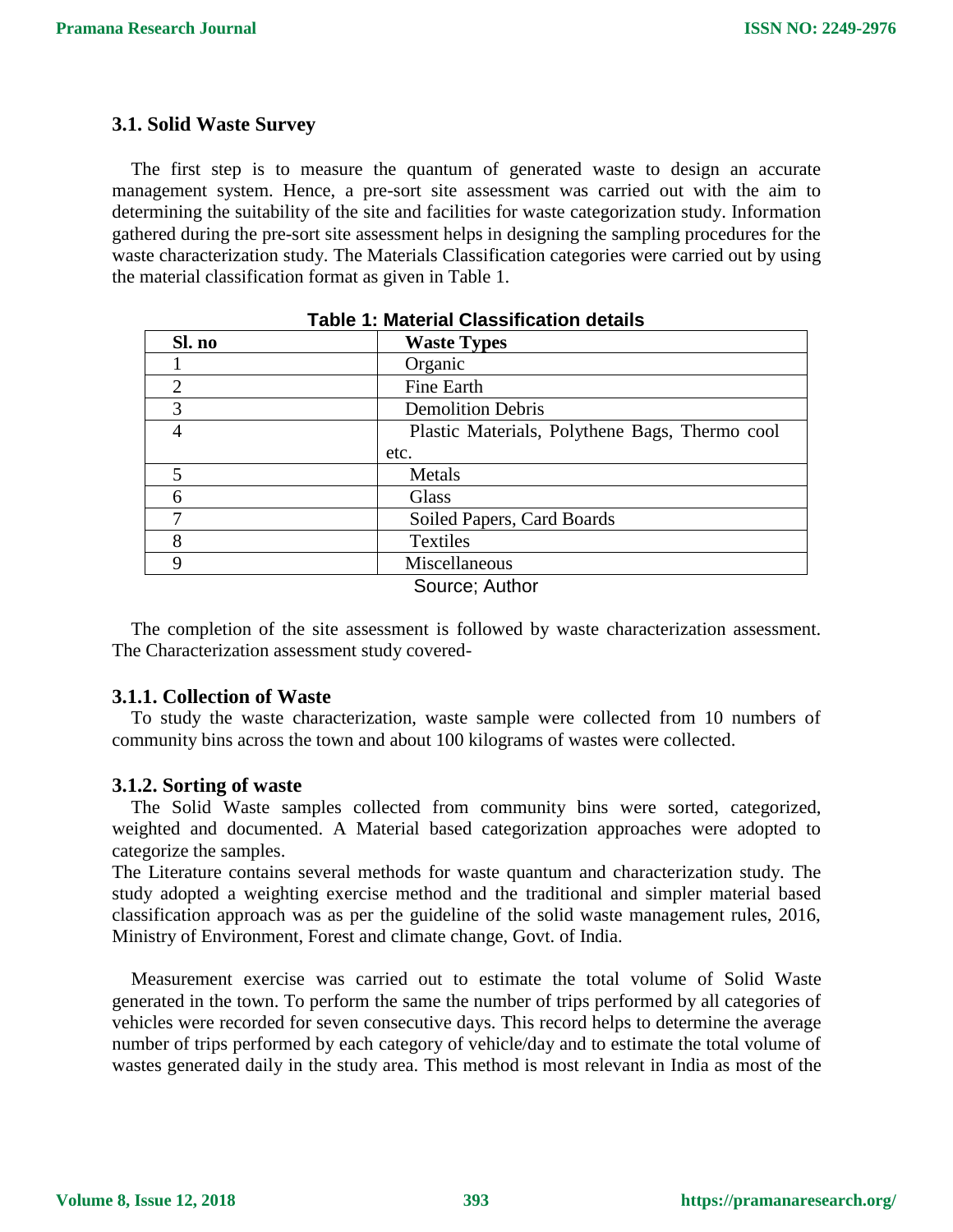### 3.1. Solid Waste Survey

The first step is to measure the quantum of generated waste to design an accurate management system. Hence, a pre-sort site assessment was carried out with the aim to determining the suitability of the site and facilities for waste categorization study. Information gathered during the pre-sort site assessment helps in designing the sampling procedures for the waste characterization study. The Materials Classification categories were carried out by using the material classification format as given in Table 1.

**Table 1: Material Classification details**

| Sl. no | Waste Types |
|---|---|
| 1 | Organic |
| 2 | Fine Earth |
| 3 | Demolition Debris |
| 4 | Plastic Materials, Polythene Bags, Thermo cool etc. |
| 5 | Metals |
| 6 | Glass |
| 7 | Soiled Papers, Card Boards |
| 8 | Textiles |
| 9 | Miscellaneous |

Source; Author

The completion of the site assessment is followed by waste characterization assessment. The Characterization assessment study covered-

#### 3.1.1. Collection of Waste

To study the waste characterization, waste sample were collected from 10 numbers of community bins across the town and about 100 kilograms of wastes were collected.

#### 3.1.2. Sorting of waste

The Solid Waste samples collected from community bins were sorted, categorized, weighted and documented. A Material based categorization approaches were adopted to categorize the samples.

The Literature contains several methods for waste quantum and characterization study. The study adopted a weighting exercise method and the traditional and simpler material based classification approach was as per the guideline of the solid waste management rules, 2016, Ministry of Environment, Forest and climate change, Govt. of India.

Measurement exercise was carried out to estimate the total volume of Solid Waste generated in the town. To perform the same the number of trips performed by all categories of vehicles were recorded for seven consecutive days. This record helps to determine the average number of trips performed by each category of vehicle/day and to estimate the total volume of wastes generated daily in the study area. This method is most relevant in India as most of the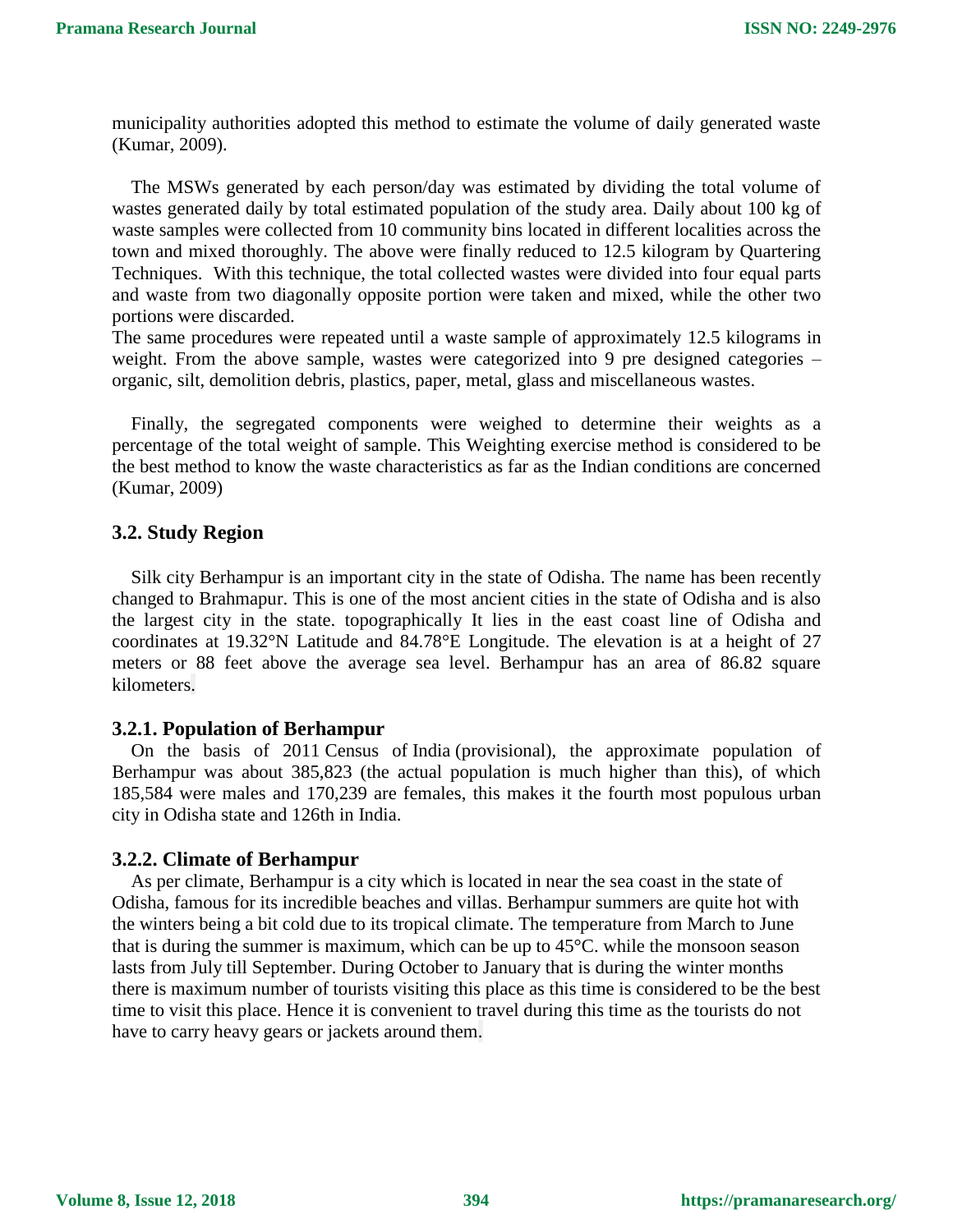municipality authorities adopted this method to estimate the volume of daily generated waste (Kumar, 2009).

The MSWs generated by each person/day was estimated by dividing the total volume of wastes generated daily by total estimated population of the study area. Daily about 100 kg of waste samples were collected from 10 community bins located in different localities across the town and mixed thoroughly. The above were finally reduced to 12.5 kilogram by Quartering Techniques. With this technique, the total collected wastes were divided into four equal parts and waste from two diagonally opposite portion were taken and mixed, while the other two portions were discarded.
The same procedures were repeated until a waste sample of approximately 12.5 kilograms in weight. From the above sample, wastes were categorized into 9 pre designed categories – organic, silt, demolition debris, plastics, paper, metal, glass and miscellaneous wastes.

Finally, the segregated components were weighed to determine their weights as a percentage of the total weight of sample. This Weighting exercise method is considered to be the best method to know the waste characteristics as far as the Indian conditions are concerned (Kumar, 2009)

### 3.2. Study Region

Silk city Berhampur is an important city in the state of Odisha. The name has been recently changed to Brahmapur. This is one of the most ancient cities in the state of Odisha and is also the largest city in the state. topographically It lies in the east coast line of Odisha and coordinates at 19.32°N Latitude and 84.78°E Longitude. The elevation is at a height of 27 meters or 88 feet above the average sea level. Berhampur has an area of 86.82 square kilometers.

#### 3.2.1. Population of Berhampur

On the basis of 2011 Census of India (provisional), the approximate population of Berhampur was about 385,823 (the actual population is much higher than this), of which 185,584 were males and 170,239 are females, this makes it the fourth most populous urban city in Odisha state and 126th in India.

#### 3.2.2. Climate of Berhampur

As per climate, Berhampur is a city which is located in near the sea coast in the state of Odisha, famous for its incredible beaches and villas. Berhampur summers are quite hot with the winters being a bit cold due to its tropical climate. The temperature from March to June that is during the summer is maximum, which can be up to 45°C. while the monsoon season lasts from July till September. During October to January that is during the winter months there is maximum number of tourists visiting this place as this time is considered to be the best time to visit this place. Hence it is convenient to travel during this time as the tourists do not have to carry heavy gears or jackets around them.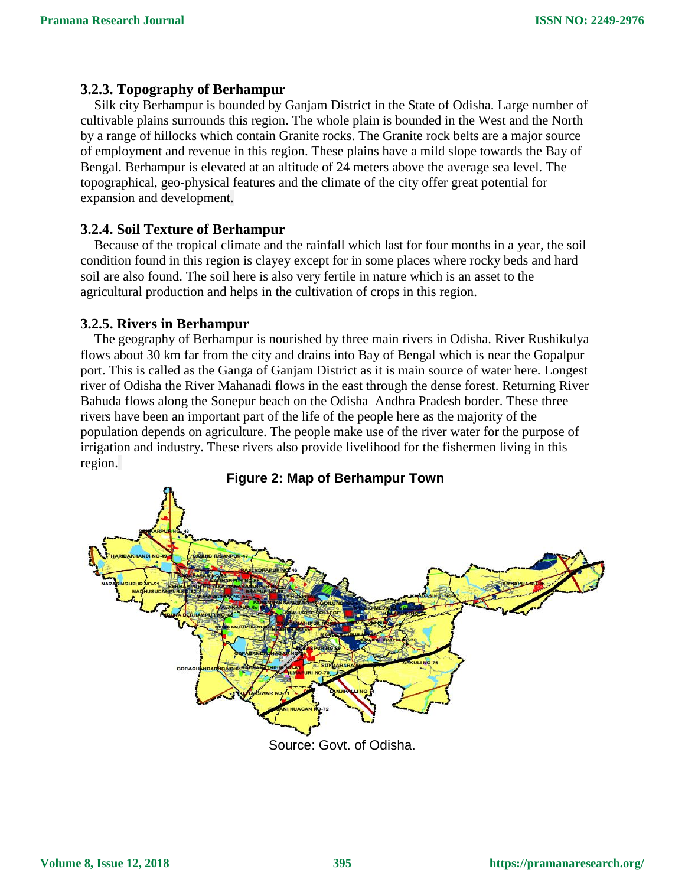### 3.2.3. Topography of Berhampur

Silk city Berhampur is bounded by Ganjam District in the State of Odisha. Large number of cultivable plains surrounds this region. The whole plain is bounded in the West and the North by a range of hillocks which contain Granite rocks. The Granite rock belts are a major source of employment and revenue in this region. These plains have a mild slope towards the Bay of Bengal. Berhampur is elevated at an altitude of 24 meters above the average sea level. The topographical, geo-physical features and the climate of the city offer great potential for expansion and development.

### 3.2.4. Soil Texture of Berhampur

Because of the tropical climate and the rainfall which last for four months in a year, the soil condition found in this region is clayey except for in some places where rocky beds and hard soil are also found. The soil here is also very fertile in nature which is an asset to the agricultural production and helps in the cultivation of crops in this region.

### 3.2.5. Rivers in Berhampur

The geography of Berhampur is nourished by three main rivers in Odisha. River Rushikulya flows about 30 km far from the city and drains into Bay of Bengal which is near the Gopalpur port. This is called as the Ganga of Ganjam District as it is main source of water here. Longest river of Odisha the River Mahanadi flows in the east through the dense forest. Returning River Bahuda flows along the Sonepur beach on the Odisha–Andhra Pradesh border. These three rivers have been an important part of the life of the people here as the majority of the population depends on agriculture. The people make use of the river water for the purpose of irrigation and industry. These rivers also provide livelihood for the fishermen living in this region.

**Figure 2: Map of Berhampur Town**

Source: Govt. of Odisha.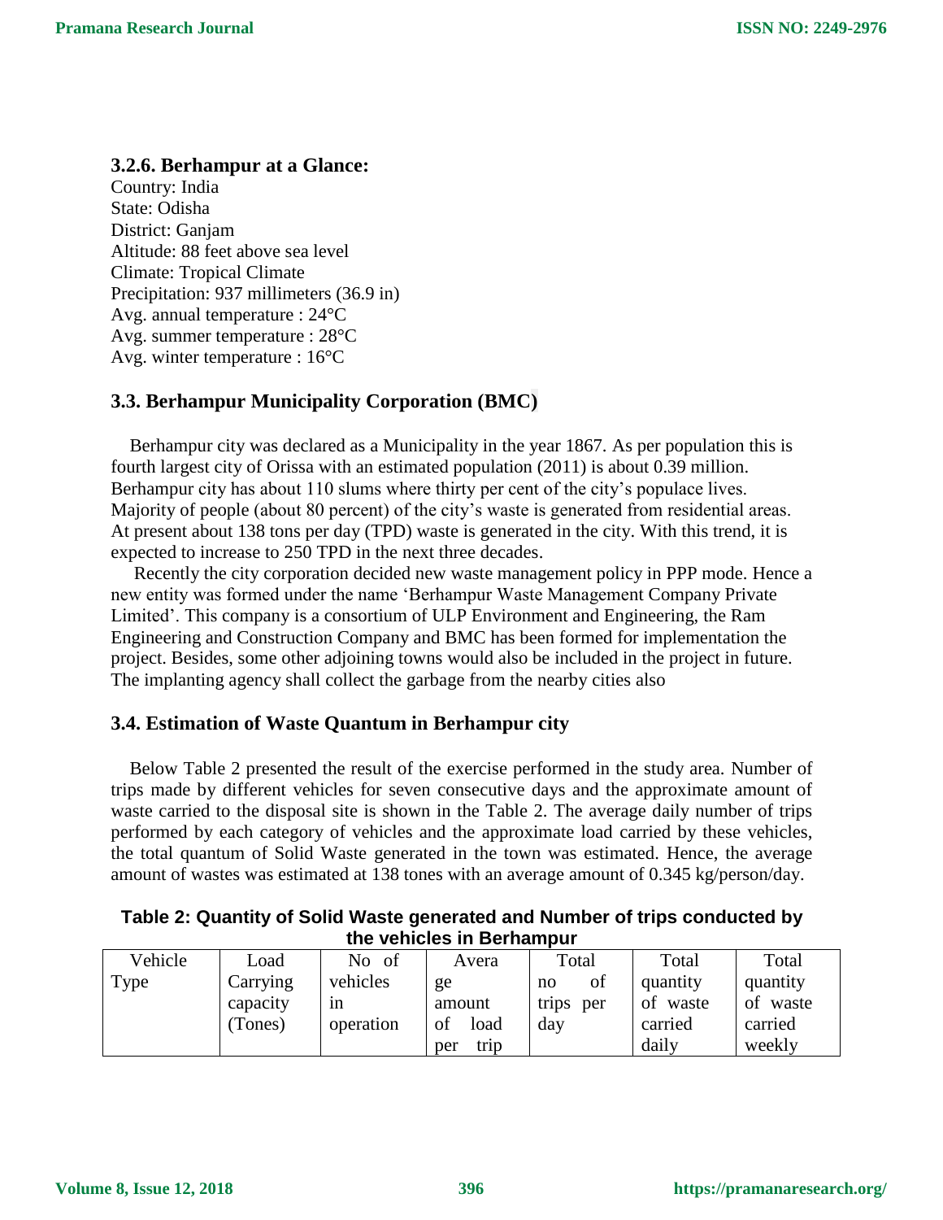### 3.2.6. Berhampur at a Glance:

Country: India
State: Odisha
District: Ganjam
Altitude: 88 feet above sea level
Climate: Tropical Climate
Precipitation: 937 millimeters (36.9 in)
Avg. annual temperature : 24°C
Avg. summer temperature : 28°C
Avg. winter temperature : 16°C

## 3.3. Berhampur Municipality Corporation (BMC)

Berhampur city was declared as a Municipality in the year 1867. As per population this is fourth largest city of Orissa with an estimated population (2011) is about 0.39 million. Berhampur city has about 110 slums where thirty per cent of the city's populace lives. Majority of people (about 80 percent) of the city's waste is generated from residential areas. At present about 138 tons per day (TPD) waste is generated in the city. With this trend, it is expected to increase to 250 TPD in the next three decades.

Recently the city corporation decided new waste management policy in PPP mode. Hence a new entity was formed under the name 'Berhampur Waste Management Company Private Limited'. This company is a consortium of ULP Environment and Engineering, the Ram Engineering and Construction Company and BMC has been formed for implementation the project. Besides, some other adjoining towns would also be included in the project in future. The implanting agency shall collect the garbage from the nearby cities also

## 3.4. Estimation of Waste Quantum in Berhampur city

Below Table 2 presented the result of the exercise performed in the study area. Number of trips made by different vehicles for seven consecutive days and the approximate amount of waste carried to the disposal site is shown in the Table 2. The average daily number of trips performed by each category of vehicles and the approximate load carried by these vehicles, the total quantum of Solid Waste generated in the town was estimated. Hence, the average amount of wastes was estimated at 138 tones with an average amount of 0.345 kg/person/day.

**Table 2: Quantity of Solid Waste generated and Number of trips conducted by the vehicles in Berhampur**

| Vehicle Type | Load Carrying capacity (Tones) | No of vehicles in operation | Average amount of load per trip | Total no of trips per day | Total quantity of waste carried daily | Total quantity of waste carried weekly |
|---|---|---|---|---|---|---|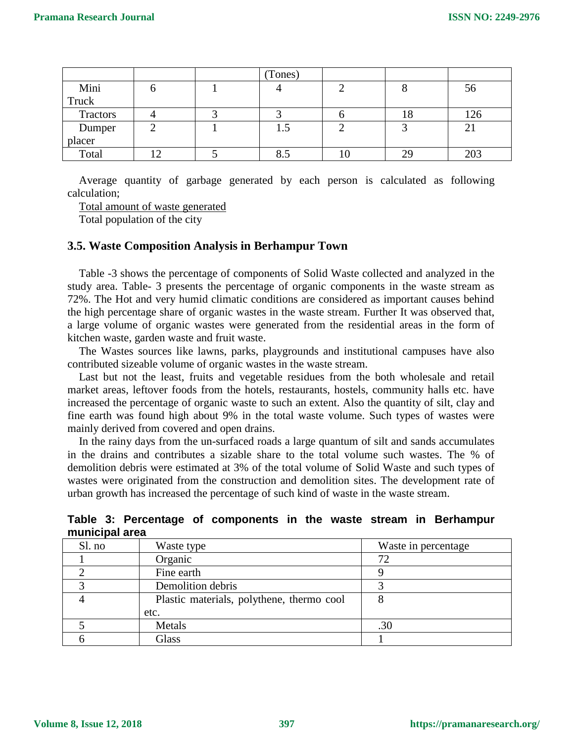|  |  |  | (Tones) |  |  |  |
|---|---|---|---|---|---|---|
| Mini Truck | 6 | 1 | 4 | 2 | 8 | 56 |
| Tractors | 4 | 3 | 3 | 6 | 18 | 126 |
| Dumper placer | 2 | 1 | 1.5 | 2 | 3 | 21 |
| Total | 12 | 5 | 8.5 | 10 | 29 | 203 |

Average quantity of garbage generated by each person is calculated as following calculation;

$$\frac{\text{Total amount of waste generated}}{\text{Total population of the city}}$$

### 3.5. Waste Composition Analysis in Berhampur Town

Table -3 shows the percentage of components of Solid Waste collected and analyzed in the study area. Table- 3 presents the percentage of organic components in the waste stream as 72%. The Hot and very humid climatic conditions are considered as important causes behind the high percentage share of organic wastes in the waste stream. Further It was observed that, a large volume of organic wastes were generated from the residential areas in the form of kitchen waste, garden waste and fruit waste.

The Wastes sources like lawns, parks, playgrounds and institutional campuses have also contributed sizeable volume of organic wastes in the waste stream.

Last but not the least, fruits and vegetable residues from the both wholesale and retail market areas, leftover foods from the hotels, restaurants, hostels, community halls etc. have increased the percentage of organic waste to such an extent. Also the quantity of silt, clay and fine earth was found high about 9% in the total waste volume. Such types of wastes were mainly derived from covered and open drains.

In the rainy days from the un-surfaced roads a large quantum of silt and sands accumulates in the drains and contributes a sizable share to the total volume such wastes. The % of demolition debris were estimated at 3% of the total volume of Solid Waste and such types of wastes were originated from the construction and demolition sites. The development rate of urban growth has increased the percentage of such kind of waste in the waste stream.

**Table 3: Percentage of components in the waste stream in Berhampur municipal area**

| Sl. no | Waste type | Waste in percentage |
|---|---|---|
| 1 | Organic | 72 |
| 2 | Fine earth | 9 |
| 3 | Demolition debris | 3 |
| 4 | Plastic materials, polythene, thermo cool etc. | 8 |
| 5 | Metals | .30 |
| 6 | Glass | 1 |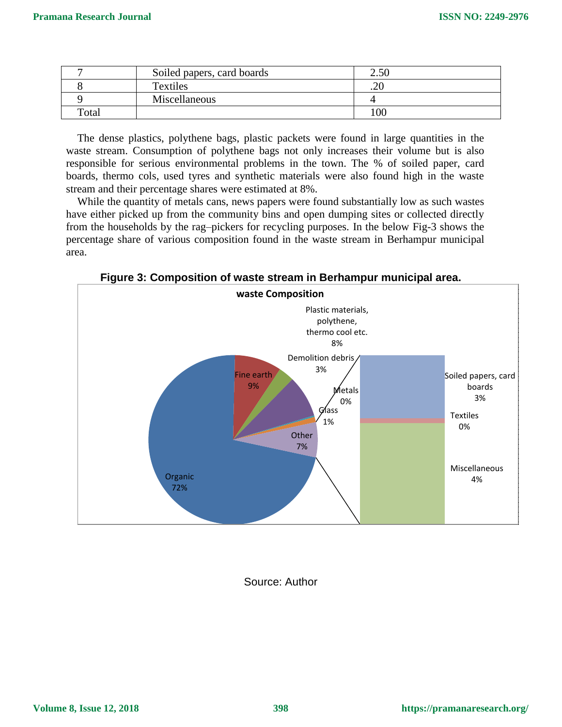| 7 | Soiled papers, card boards | 2.50 |
|---|---|---|
| 8 | Textiles | .20 |
| 9 | Miscellaneous | 4 |
| Total | | 100 |

The dense plastics, polythene bags, plastic packets were found in large quantities in the waste stream. Consumption of polythene bags not only increases their volume but is also responsible for serious environmental problems in the town. The % of soiled paper, card boards, thermo cols, used tyres and synthetic materials were also found high in the waste stream and their percentage shares were estimated at 8%.

While the quantity of metals cans, news papers were found substantially low as such wastes have either picked up from the community bins and open dumping sites or collected directly from the households by the rag–pickers for recycling purposes. In the below Fig-3 shows the percentage share of various composition found in the waste stream in Berhampur municipal area.

**Figure 3: Composition of waste stream in Berhampur municipal area.**

**waste Composition**

Organic 72%; Fine earth 9%; Demolition debris 3%; Plastic materials, polythene, thermo cool etc. 8%; Metals 0%; Glass 1%; Other 7% (Soiled papers, card boards 3%; Textiles 0%; Miscellaneous 4%)

Source: Author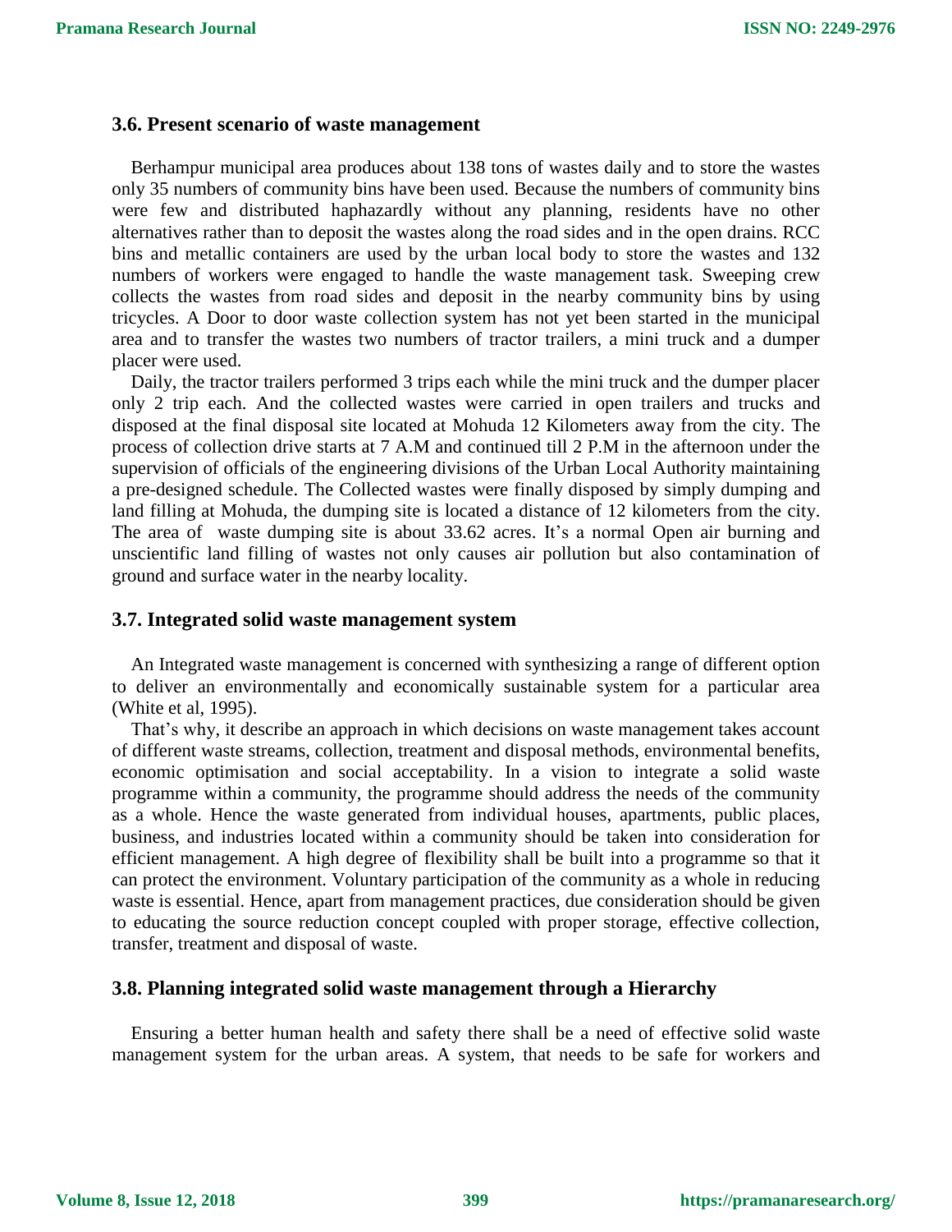### 3.6. Present scenario of waste management

Berhampur municipal area produces about 138 tons of wastes daily and to store the wastes only 35 numbers of community bins have been used. Because the numbers of community bins were few and distributed haphazardly without any planning, residents have no other alternatives rather than to deposit the wastes along the road sides and in the open drains. RCC bins and metallic containers are used by the urban local body to store the wastes and 132 numbers of workers were engaged to handle the waste management task. Sweeping crew collects the wastes from road sides and deposit in the nearby community bins by using tricycles. A Door to door waste collection system has not yet been started in the municipal area and to transfer the wastes two numbers of tractor trailers, a mini truck and a dumper placer were used.

Daily, the tractor trailers performed 3 trips each while the mini truck and the dumper placer only 2 trip each. And the collected wastes were carried in open trailers and trucks and disposed at the final disposal site located at Mohuda 12 Kilometers away from the city. The process of collection drive starts at 7 A.M and continued till 2 P.M in the afternoon under the supervision of officials of the engineering divisions of the Urban Local Authority maintaining a pre-designed schedule. The Collected wastes were finally disposed by simply dumping and land filling at Mohuda, the dumping site is located a distance of 12 kilometers from the city. The area of waste dumping site is about 33.62 acres. It's a normal Open air burning and unscientific land filling of wastes not only causes air pollution but also contamination of ground and surface water in the nearby locality.

### 3.7. Integrated solid waste management system

An Integrated waste management is concerned with synthesizing a range of different option to deliver an environmentally and economically sustainable system for a particular area (White et al, 1995).

That's why, it describe an approach in which decisions on waste management takes account of different waste streams, collection, treatment and disposal methods, environmental benefits, economic optimisation and social acceptability. In a vision to integrate a solid waste programme within a community, the programme should address the needs of the community as a whole. Hence the waste generated from individual houses, apartments, public places, business, and industries located within a community should be taken into consideration for efficient management. A high degree of flexibility shall be built into a programme so that it can protect the environment. Voluntary participation of the community as a whole in reducing waste is essential. Hence, apart from management practices, due consideration should be given to educating the source reduction concept coupled with proper storage, effective collection, transfer, treatment and disposal of waste.

### 3.8. Planning integrated solid waste management through a Hierarchy

Ensuring a better human health and safety there shall be a need of effective solid waste management system for the urban areas. A system, that needs to be safe for workers and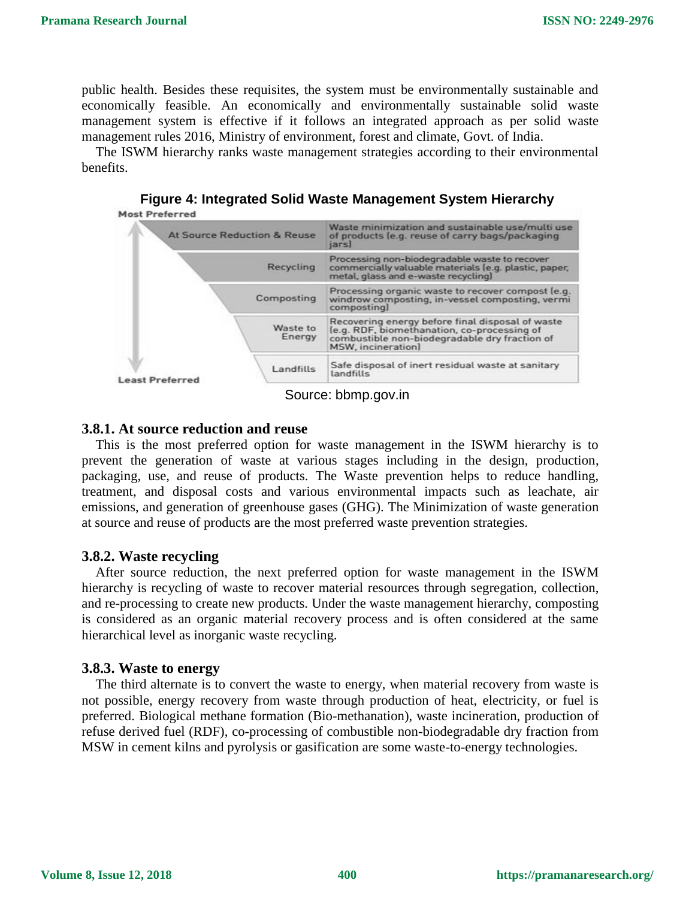public health. Besides these requisites, the system must be environmentally sustainable and economically feasible. An economically and environmentally sustainable solid waste management system is effective if it follows an integrated approach as per solid waste management rules 2016, Ministry of environment, forest and climate, Govt. of India.

The ISWM hierarchy ranks waste management strategies according to their environmental benefits.

**Figure 4: Integrated Solid Waste Management System Hierarchy**

| Most Preferred ↓ Least Preferred | |
|---|---|
| At Source Reduction & Reuse | Waste minimization and sustainable use/multi use of products (e.g. reuse of carry bags/packaging jars) |
| Recycling | Processing non-biodegradable waste to recover commercially valuable materials (e.g. plastic, paper, metal, glass and e-waste recycling) |
| Composting | Processing organic waste to recover compost (e.g. windrow composting, in-vessel composting, vermi composting) |
| Waste to Energy | Recovering energy before final disposal of waste (e.g. RDF, biomethanation, co-processing of combustible non-biodegradable dry fraction of MSW, incineration) |
| Landfills | Safe disposal of inert residual waste at sanitary landfills |

Source: bbmp.gov.in

### 3.8.1. At source reduction and reuse

This is the most preferred option for waste management in the ISWM hierarchy is to prevent the generation of waste at various stages including in the design, production, packaging, use, and reuse of products. The Waste prevention helps to reduce handling, treatment, and disposal costs and various environmental impacts such as leachate, air emissions, and generation of greenhouse gases (GHG). The Minimization of waste generation at source and reuse of products are the most preferred waste prevention strategies.

### 3.8.2. Waste recycling

After source reduction, the next preferred option for waste management in the ISWM hierarchy is recycling of waste to recover material resources through segregation, collection, and re-processing to create new products. Under the waste management hierarchy, composting is considered as an organic material recovery process and is often considered at the same hierarchical level as inorganic waste recycling.

### 3.8.3. Waste to energy

The third alternate is to convert the waste to energy, when material recovery from waste is not possible, energy recovery from waste through production of heat, electricity, or fuel is preferred. Biological methane formation (Bio-methanation), waste incineration, production of refuse derived fuel (RDF), co-processing of combustible non-biodegradable dry fraction from MSW in cement kilns and pyrolysis or gasification are some waste-to-energy technologies.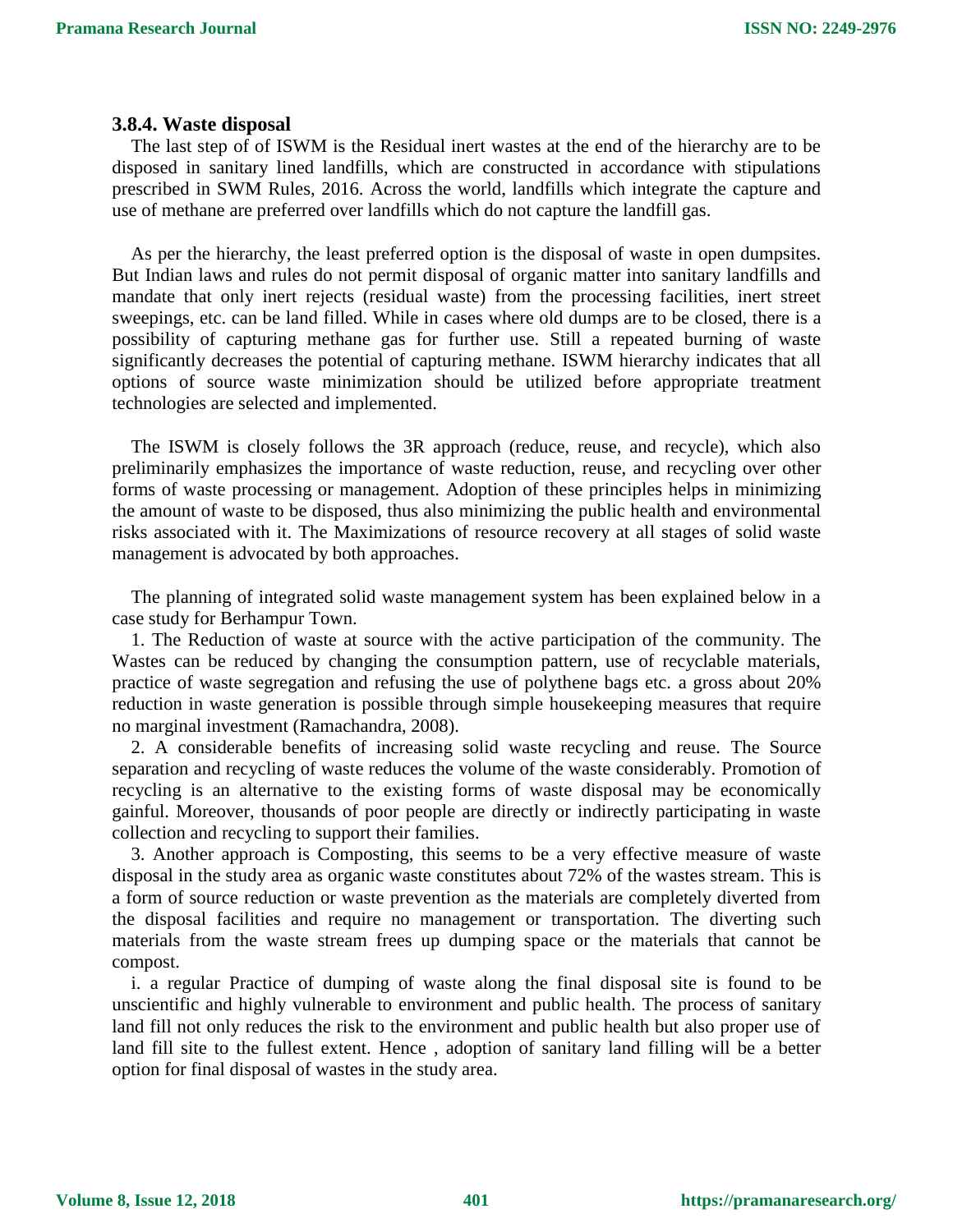### 3.8.4. Waste disposal

The last step of of ISWM is the Residual inert wastes at the end of the hierarchy are to be disposed in sanitary lined landfills, which are constructed in accordance with stipulations prescribed in SWM Rules, 2016. Across the world, landfills which integrate the capture and use of methane are preferred over landfills which do not capture the landfill gas.

As per the hierarchy, the least preferred option is the disposal of waste in open dumpsites. But Indian laws and rules do not permit disposal of organic matter into sanitary landfills and mandate that only inert rejects (residual waste) from the processing facilities, inert street sweepings, etc. can be land filled. While in cases where old dumps are to be closed, there is a possibility of capturing methane gas for further use. Still a repeated burning of waste significantly decreases the potential of capturing methane. ISWM hierarchy indicates that all options of source waste minimization should be utilized before appropriate treatment technologies are selected and implemented.

The ISWM is closely follows the 3R approach (reduce, reuse, and recycle), which also preliminarily emphasizes the importance of waste reduction, reuse, and recycling over other forms of waste processing or management. Adoption of these principles helps in minimizing the amount of waste to be disposed, thus also minimizing the public health and environmental risks associated with it. The Maximizations of resource recovery at all stages of solid waste management is advocated by both approaches.

The planning of integrated solid waste management system has been explained below in a case study for Berhampur Town.

1. The Reduction of waste at source with the active participation of the community. The Wastes can be reduced by changing the consumption pattern, use of recyclable materials, practice of waste segregation and refusing the use of polythene bags etc. a gross about 20% reduction in waste generation is possible through simple housekeeping measures that require no marginal investment (Ramachandra, 2008).

2. A considerable benefits of increasing solid waste recycling and reuse. The Source separation and recycling of waste reduces the volume of the waste considerably. Promotion of recycling is an alternative to the existing forms of waste disposal may be economically gainful. Moreover, thousands of poor people are directly or indirectly participating in waste collection and recycling to support their families.

3. Another approach is Composting, this seems to be a very effective measure of waste disposal in the study area as organic waste constitutes about 72% of the wastes stream. This is a form of source reduction or waste prevention as the materials are completely diverted from the disposal facilities and require no management or transportation. The diverting such materials from the waste stream frees up dumping space or the materials that cannot be compost.

i. a regular Practice of dumping of waste along the final disposal site is found to be unscientific and highly vulnerable to environment and public health. The process of sanitary land fill not only reduces the risk to the environment and public health but also proper use of land fill site to the fullest extent. Hence , adoption of sanitary land filling will be a better option for final disposal of wastes in the study area.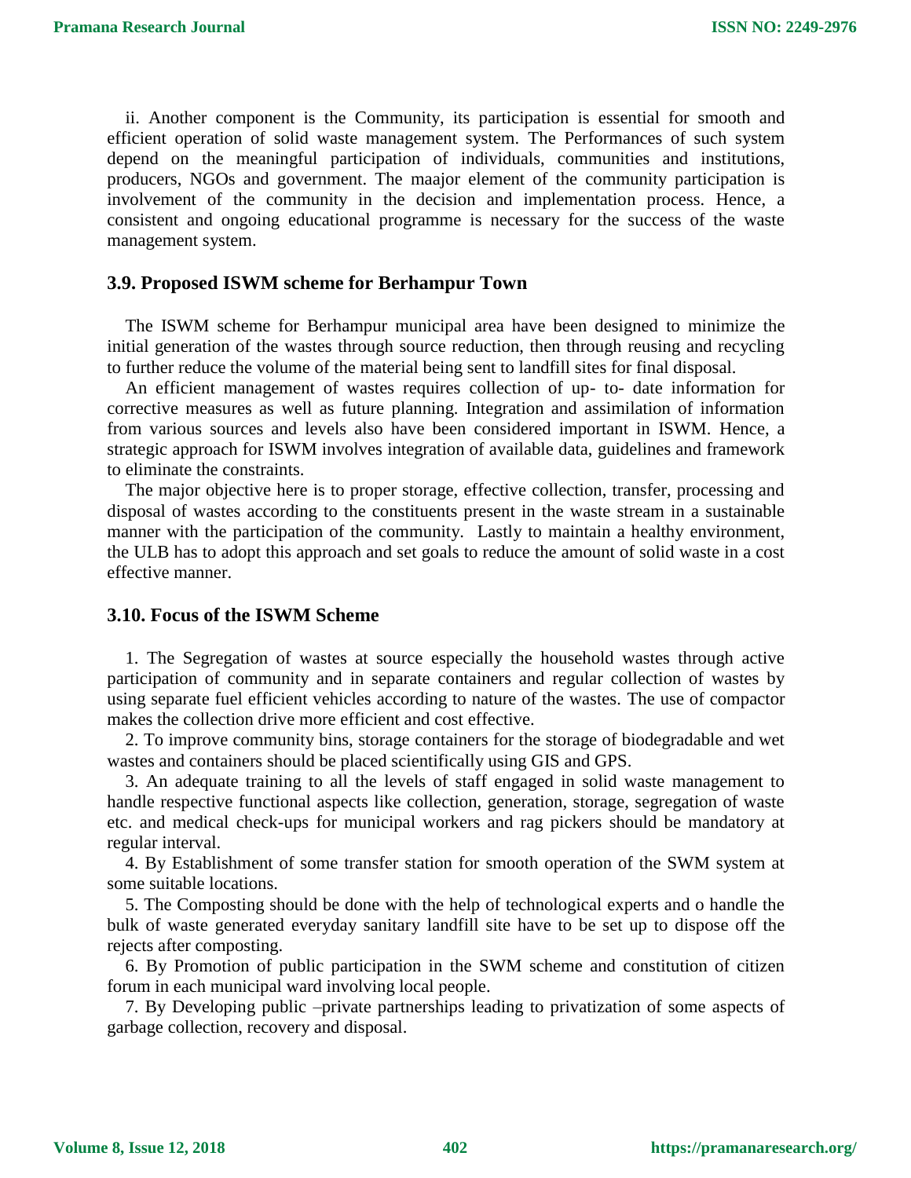ii. Another component is the Community, its participation is essential for smooth and efficient operation of solid waste management system. The Performances of such system depend on the meaningful participation of individuals, communities and institutions, producers, NGOs and government. The maajor element of the community participation is involvement of the community in the decision and implementation process. Hence, a consistent and ongoing educational programme is necessary for the success of the waste management system.

### 3.9. Proposed ISWM scheme for Berhampur Town

The ISWM scheme for Berhampur municipal area have been designed to minimize the initial generation of the wastes through source reduction, then through reusing and recycling to further reduce the volume of the material being sent to landfill sites for final disposal.

An efficient management of wastes requires collection of up- to- date information for corrective measures as well as future planning. Integration and assimilation of information from various sources and levels also have been considered important in ISWM. Hence, a strategic approach for ISWM involves integration of available data, guidelines and framework to eliminate the constraints.

The major objective here is to proper storage, effective collection, transfer, processing and disposal of wastes according to the constituents present in the waste stream in a sustainable manner with the participation of the community. Lastly to maintain a healthy environment, the ULB has to adopt this approach and set goals to reduce the amount of solid waste in a cost effective manner.

### 3.10. Focus of the ISWM Scheme

1. The Segregation of wastes at source especially the household wastes through active participation of community and in separate containers and regular collection of wastes by using separate fuel efficient vehicles according to nature of the wastes. The use of compactor makes the collection drive more efficient and cost effective.
2. To improve community bins, storage containers for the storage of biodegradable and wet wastes and containers should be placed scientifically using GIS and GPS.
3. An adequate training to all the levels of staff engaged in solid waste management to handle respective functional aspects like collection, generation, storage, segregation of waste etc. and medical check-ups for municipal workers and rag pickers should be mandatory at regular interval.
4. By Establishment of some transfer station for smooth operation of the SWM system at some suitable locations.
5. The Composting should be done with the help of technological experts and o handle the bulk of waste generated everyday sanitary landfill site have to be set up to dispose off the rejects after composting.
6. By Promotion of public participation in the SWM scheme and constitution of citizen forum in each municipal ward involving local people.
7. By Developing public –private partnerships leading to privatization of some aspects of garbage collection, recovery and disposal.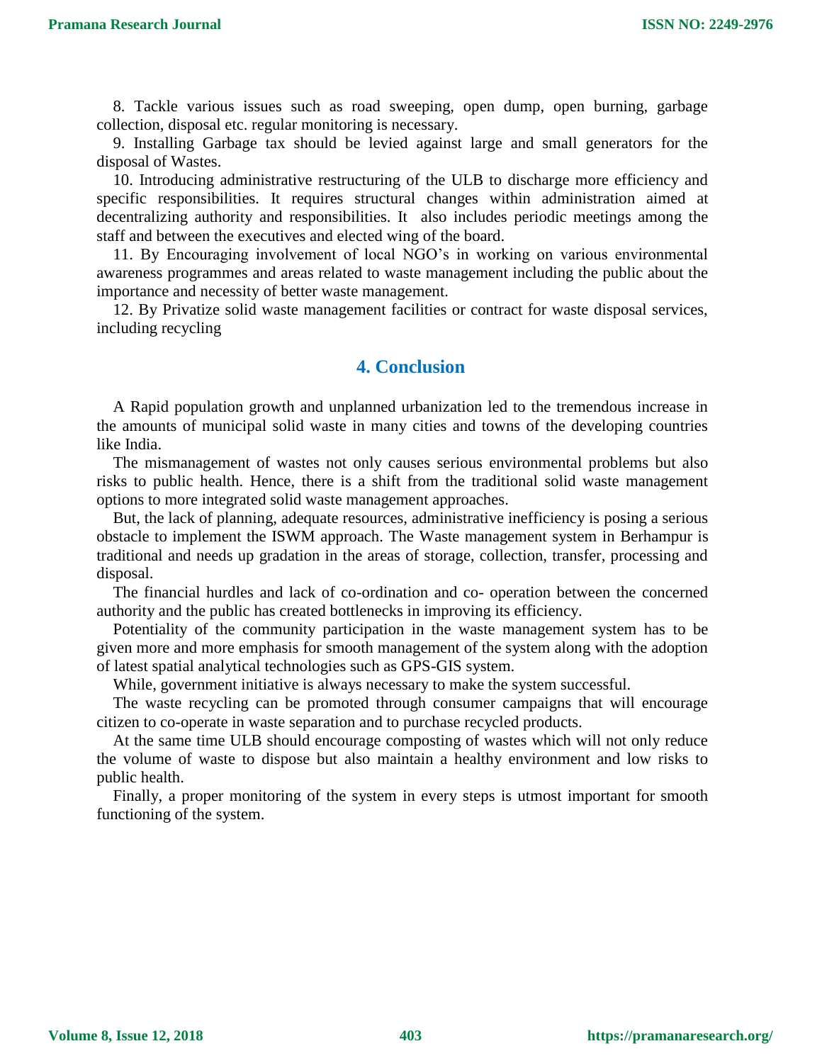8. Tackle various issues such as road sweeping, open dump, open burning, garbage collection, disposal etc. regular monitoring is necessary.

9. Installing Garbage tax should be levied against large and small generators for the disposal of Wastes.

10. Introducing administrative restructuring of the ULB to discharge more efficiency and specific responsibilities. It requires structural changes within administration aimed at decentralizing authority and responsibilities. It also includes periodic meetings among the staff and between the executives and elected wing of the board.

11. By Encouraging involvement of local NGO's in working on various environmental awareness programmes and areas related to waste management including the public about the importance and necessity of better waste management.

12. By Privatize solid waste management facilities or contract for waste disposal services, including recycling

## 4. Conclusion

A Rapid population growth and unplanned urbanization led to the tremendous increase in the amounts of municipal solid waste in many cities and towns of the developing countries like India.

The mismanagement of wastes not only causes serious environmental problems but also risks to public health. Hence, there is a shift from the traditional solid waste management options to more integrated solid waste management approaches.

But, the lack of planning, adequate resources, administrative inefficiency is posing a serious obstacle to implement the ISWM approach. The Waste management system in Berhampur is traditional and needs up gradation in the areas of storage, collection, transfer, processing and disposal.

The financial hurdles and lack of co-ordination and co- operation between the concerned authority and the public has created bottlenecks in improving its efficiency.

Potentiality of the community participation in the waste management system has to be given more and more emphasis for smooth management of the system along with the adoption of latest spatial analytical technologies such as GPS-GIS system.

While, government initiative is always necessary to make the system successful.

The waste recycling can be promoted through consumer campaigns that will encourage citizen to co-operate in waste separation and to purchase recycled products.

At the same time ULB should encourage composting of wastes which will not only reduce the volume of waste to dispose but also maintain a healthy environment and low risks to public health.

Finally, a proper monitoring of the system in every steps is utmost important for smooth functioning of the system.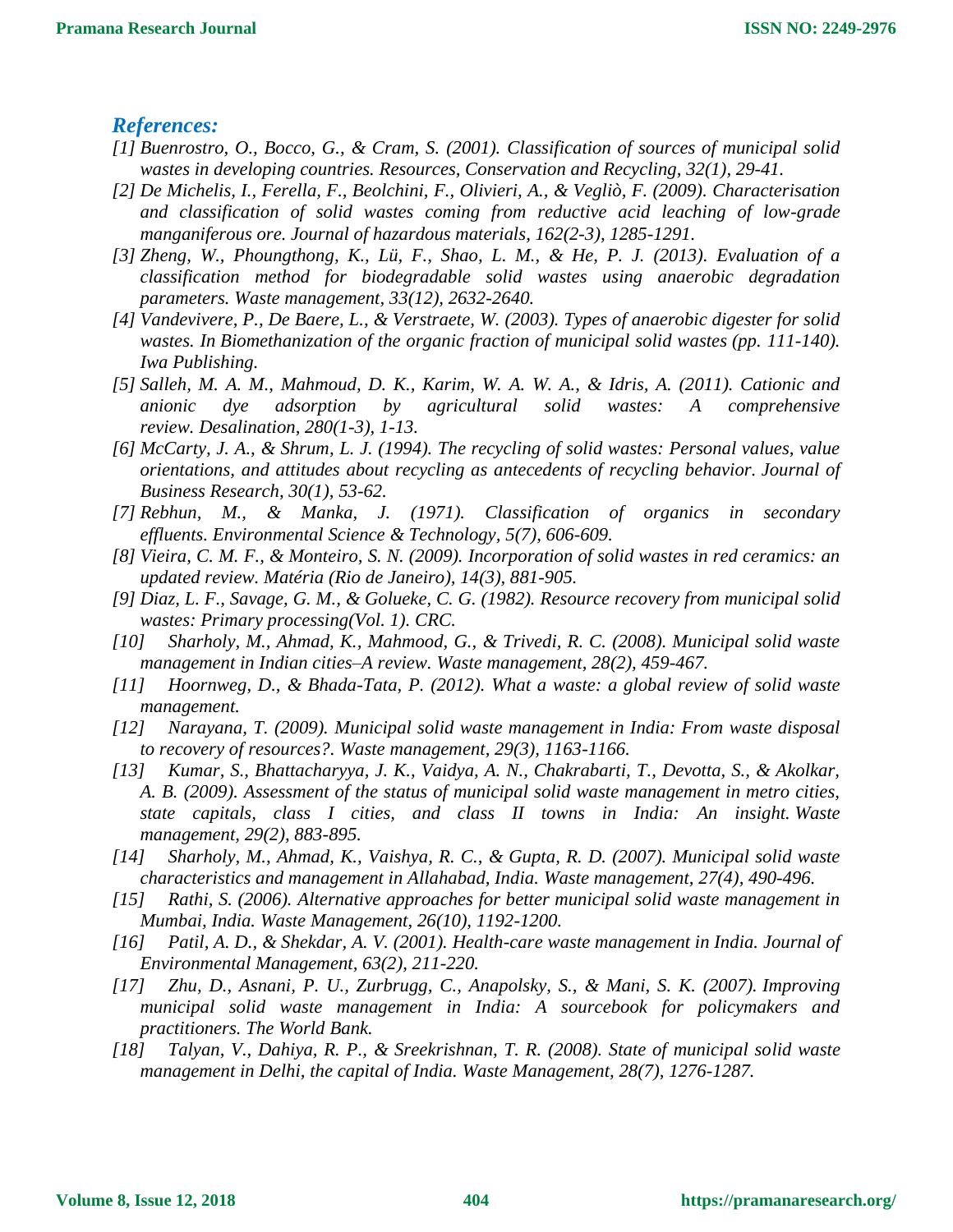## *References:*

*[1] Buenrostro, O., Bocco, G., & Cram, S. (2001). Classification of sources of municipal solid wastes in developing countries. Resources, Conservation and Recycling, 32(1), 29-41.*

*[2] De Michelis, I., Ferella, F., Beolchini, F., Olivieri, A., & Vegliò, F. (2009). Characterisation and classification of solid wastes coming from reductive acid leaching of low-grade manganiferous ore. Journal of hazardous materials, 162(2-3), 1285-1291.*

*[3] Zheng, W., Phoungthong, K., Lü, F., Shao, L. M., & He, P. J. (2013). Evaluation of a classification method for biodegradable solid wastes using anaerobic degradation parameters. Waste management, 33(12), 2632-2640.*

*[4] Vandevivere, P., De Baere, L., & Verstraete, W. (2003). Types of anaerobic digester for solid wastes. In Biomethanization of the organic fraction of municipal solid wastes (pp. 111-140). Iwa Publishing.*

*[5] Salleh, M. A. M., Mahmoud, D. K., Karim, W. A. W. A., & Idris, A. (2011). Cationic and anionic dye adsorption by agricultural solid wastes: A comprehensive review. Desalination, 280(1-3), 1-13.*

*[6] McCarty, J. A., & Shrum, L. J. (1994). The recycling of solid wastes: Personal values, value orientations, and attitudes about recycling as antecedents of recycling behavior. Journal of Business Research, 30(1), 53-62.*

*[7] Rebhun, M., & Manka, J. (1971). Classification of organics in secondary effluents. Environmental Science & Technology, 5(7), 606-609.*

*[8] Vieira, C. M. F., & Monteiro, S. N. (2009). Incorporation of solid wastes in red ceramics: an updated review. Matéria (Rio de Janeiro), 14(3), 881-905.*

*[9] Diaz, L. F., Savage, G. M., & Golueke, C. G. (1982). Resource recovery from municipal solid wastes: Primary processing(Vol. 1). CRC.*

*[10] Sharholy, M., Ahmad, K., Mahmood, G., & Trivedi, R. C. (2008). Municipal solid waste management in Indian cities–A review. Waste management, 28(2), 459-467.*

*[11] Hoornweg, D., & Bhada-Tata, P. (2012). What a waste: a global review of solid waste management.*

*[12] Narayana, T. (2009). Municipal solid waste management in India: From waste disposal to recovery of resources?. Waste management, 29(3), 1163-1166.*

*[13] Kumar, S., Bhattacharyya, J. K., Vaidya, A. N., Chakrabarti, T., Devotta, S., & Akolkar, A. B. (2009). Assessment of the status of municipal solid waste management in metro cities, state capitals, class I cities, and class II towns in India: An insight. Waste management, 29(2), 883-895.*

*[14] Sharholy, M., Ahmad, K., Vaishya, R. C., & Gupta, R. D. (2007). Municipal solid waste characteristics and management in Allahabad, India. Waste management, 27(4), 490-496.*

*[15] Rathi, S. (2006). Alternative approaches for better municipal solid waste management in Mumbai, India. Waste Management, 26(10), 1192-1200.*

*[16] Patil, A. D., & Shekdar, A. V. (2001). Health-care waste management in India. Journal of Environmental Management, 63(2), 211-220.*

*[17] Zhu, D., Asnani, P. U., Zurbrugg, C., Anapolsky, S., & Mani, S. K. (2007). Improving municipal solid waste management in India: A sourcebook for policymakers and practitioners. The World Bank.*

*[18] Talyan, V., Dahiya, R. P., & Sreekrishnan, T. R. (2008). State of municipal solid waste management in Delhi, the capital of India. Waste Management, 28(7), 1276-1287.*